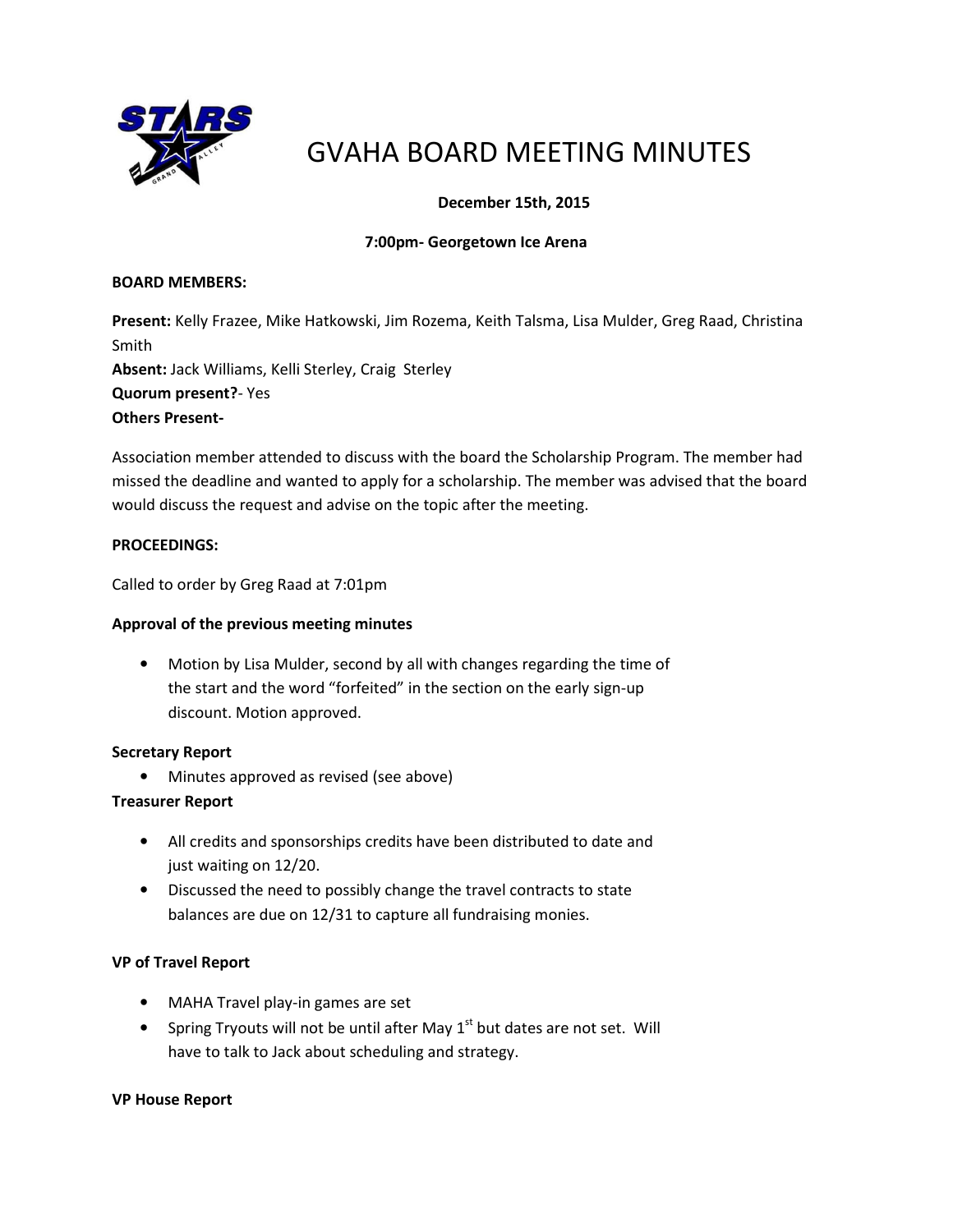# GVAHA BOARD MEETING MINUTES

**December 15th, 2015**

**7:00pm- Georgetown Ice Arena**

**BOARD MEMBERS:**

**Present:** Kelly Frazee, Mike Hatkowski, Jim Rozema, Keith Talsma, Lisa Mulder, Greg Raad, Christina Smith
**Absent:** Jack Williams, Kelli Sterley, Craig Sterley
**Quorum present?**- Yes
**Others Present-**

Association member attended to discuss with the board the Scholarship Program. The member had missed the deadline and wanted to apply for a scholarship. The member was advised that the board would discuss the request and advise on the topic after the meeting.

**PROCEEDINGS:**

Called to order by Greg Raad at 7:01pm

**Approval of the previous meeting minutes**

- Motion by Lisa Mulder, second by all with changes regarding the time of the start and the word "forfeited" in the section on the early sign-up discount. Motion approved.

**Secretary Report**

- Minutes approved as revised (see above)

**Treasurer Report**

- All credits and sponsorships credits have been distributed to date and just waiting on 12/20.
- Discussed the need to possibly change the travel contracts to state balances are due on 12/31 to capture all fundraising monies.

**VP of Travel Report**

- MAHA Travel play-in games are set
- Spring Tryouts will not be until after May 1st but dates are not set. Will have to talk to Jack about scheduling and strategy.

**VP House Report**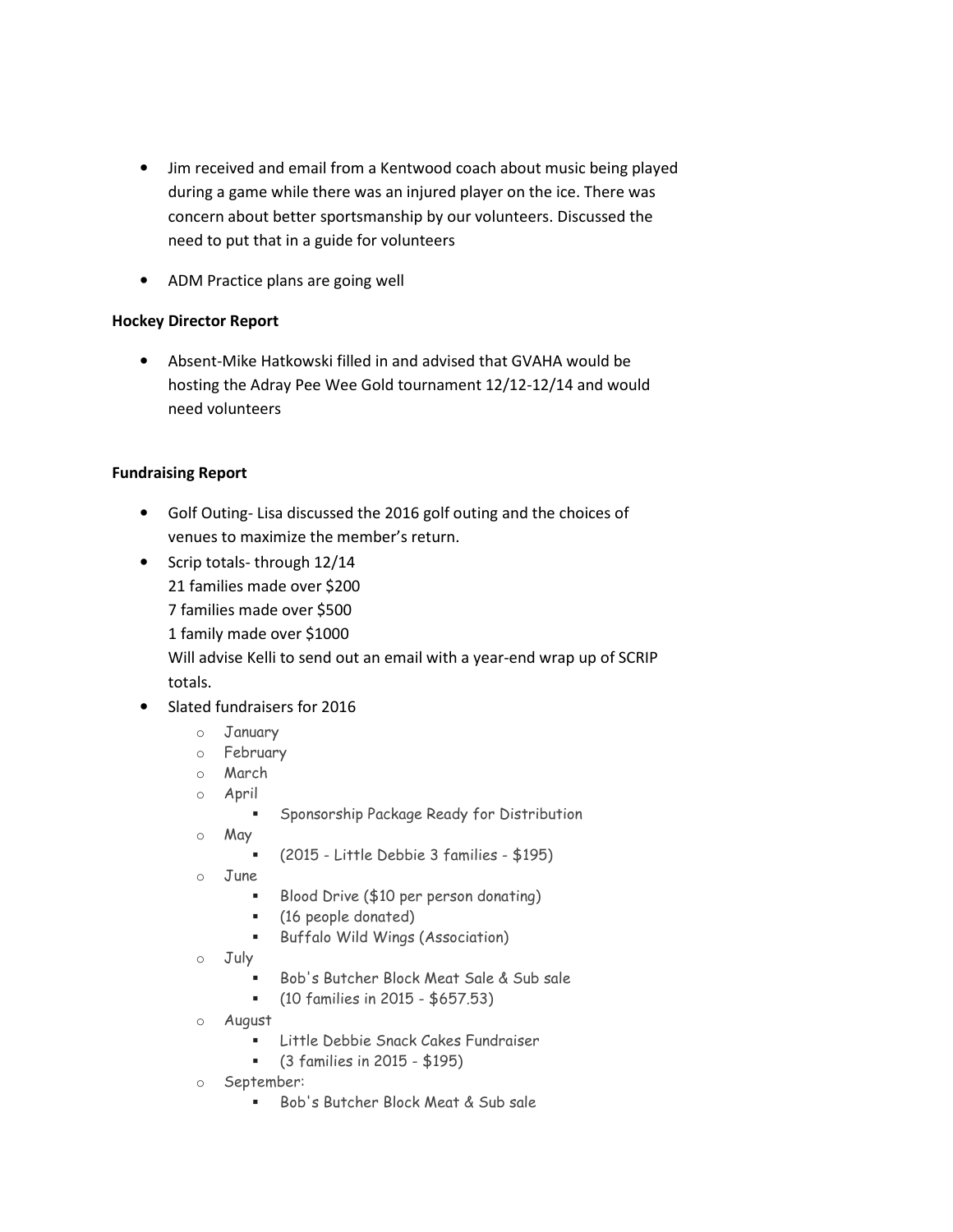- Jim received and email from a Kentwood coach about music being played during a game while there was an injured player on the ice. There was concern about better sportsmanship by our volunteers. Discussed the need to put that in a guide for volunteers

- ADM Practice plans are going well

**Hockey Director Report**

- Absent-Mike Hatkowski filled in and advised that GVAHA would be hosting the Adray Pee Wee Gold tournament 12/12-12/14 and would need volunteers

**Fundraising Report**

- Golf Outing- Lisa discussed the 2016 golf outing and the choices of venues to maximize the member's return.
- Scrip totals- through 12/14  
  21 families made over $200  
  7 families made over $500  
  1 family made over $1000  
  Will advise Kelli to send out an email with a year-end wrap up of SCRIP totals.
- Slated fundraisers for 2016
  - January
  - February
  - March
  - April
    - Sponsorship Package Ready for Distribution
  - May
    - (2015 - Little Debbie 3 families - $195)
  - June
    - Blood Drive ($10 per person donating)
    - (16 people donated)
    - Buffalo Wild Wings (Association)
  - July
    - Bob's Butcher Block Meat Sale & Sub sale
    - (10 families in 2015 - $657.53)
  - August
    - Little Debbie Snack Cakes Fundraiser
    - (3 families in 2015 - $195)
  - September:
    - Bob's Butcher Block Meat & Sub sale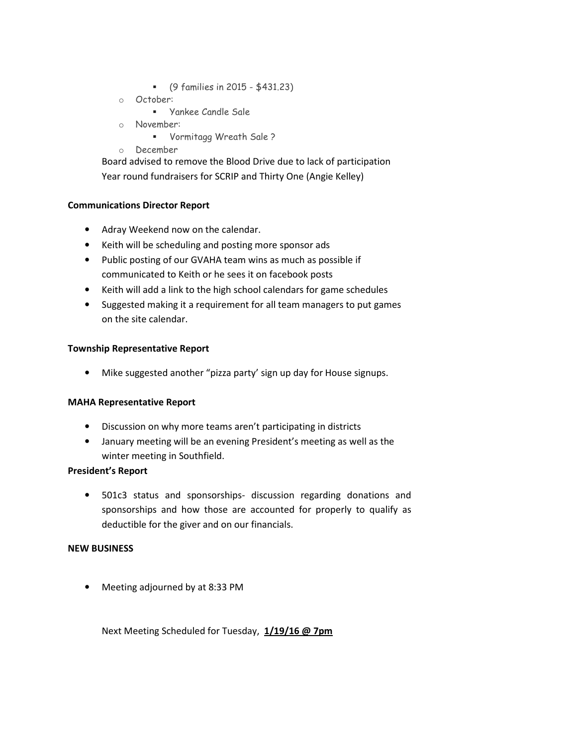- (9 families in 2015 - $431.23)
    - October:
        - Yankee Candle Sale
    - November:
        - Vormitagg Wreath Sale ?
    - December

Board advised to remove the Blood Drive due to lack of participation
Year round fundraisers for SCRIP and Thirty One (Angie Kelley)

**Communications Director Report**

- Adray Weekend now on the calendar.
- Keith will be scheduling and posting more sponsor ads
- Public posting of our GVAHA team wins as much as possible if communicated to Keith or he sees it on facebook posts
- Keith will add a link to the high school calendars for game schedules
- Suggested making it a requirement for all team managers to put games on the site calendar.

**Township Representative Report**

- Mike suggested another "pizza party' sign up day for House signups.

**MAHA Representative Report**

- Discussion on why more teams aren't participating in districts
- January meeting will be an evening President's meeting as well as the winter meeting in Southfield.

**President's Report**

- 501c3 status and sponsorships- discussion regarding donations and sponsorships and how those are accounted for properly to qualify as deductible for the giver and on our financials.

**NEW BUSINESS**

- Meeting adjourned by at 8:33 PM

Next Meeting Scheduled for Tuesday, **1/19/16 @ 7pm**